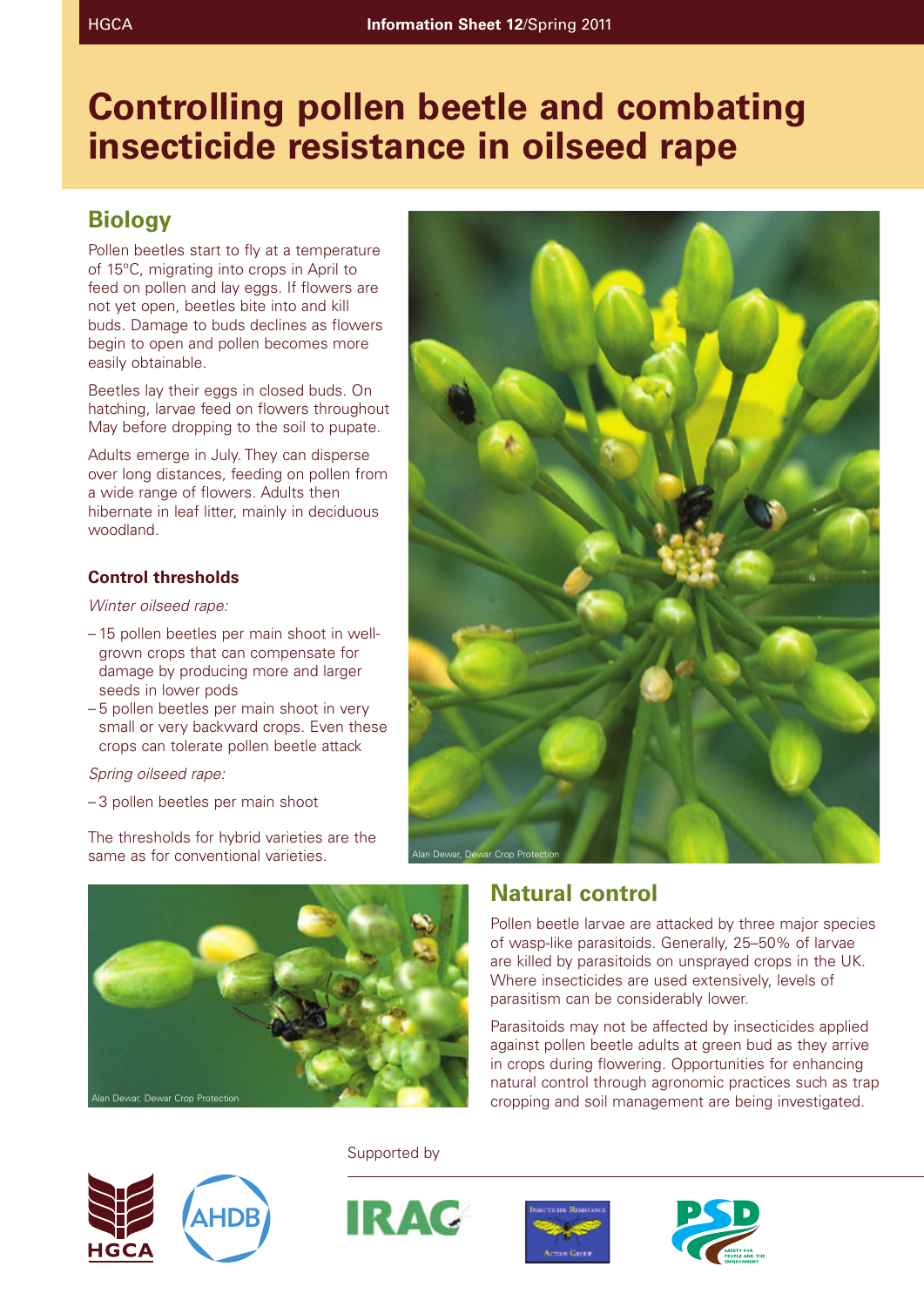# Controlling pollen beetle and combating insecticide resistance in oilseed rape

## Biology

Pollen beetles start to fly at a temperature of 15°C, migrating into crops in April to feed on pollen and lay eggs. If flowers are not yet open, beetles bite into and kill buds. Damage to buds declines as flowers begin to open and pollen becomes more easily obtainable.

Beetles lay their eggs in closed buds. On hatching, larvae feed on flowers throughout May before dropping to the soil to pupate.

Adults emerge in July. They can disperse over long distances, feeding on pollen from a wide range of flowers. Adults then hibernate in leaf litter, mainly in deciduous woodland.

### Control thresholds

*Winter oilseed rape:*

- 15 pollen beetles per main shoot in well-grown crops that can compensate for damage by producing more and larger seeds in lower pods
- 5 pollen beetles per main shoot in very small or very backward crops. Even these crops can tolerate pollen beetle attack

*Spring oilseed rape:*

- 3 pollen beetles per main shoot

The thresholds for hybrid varieties are the same as for conventional varieties.

Alan Dewar, Dewar Crop Protection

Alan Dewar, Dewar Crop Protection

## Natural control

Pollen beetle larvae are attacked by three major species of wasp-like parasitoids. Generally, 25–50% of larvae are killed by parasitoids on unsprayed crops in the UK. Where insecticides are used extensively, levels of parasitism can be considerably lower.

Parasitoids may not be affected by insecticides applied against pollen beetle adults at green bud as they arrive in crops during flowering. Opportunities for enhancing natural control through agronomic practices such as trap cropping and soil management are being investigated.

Supported by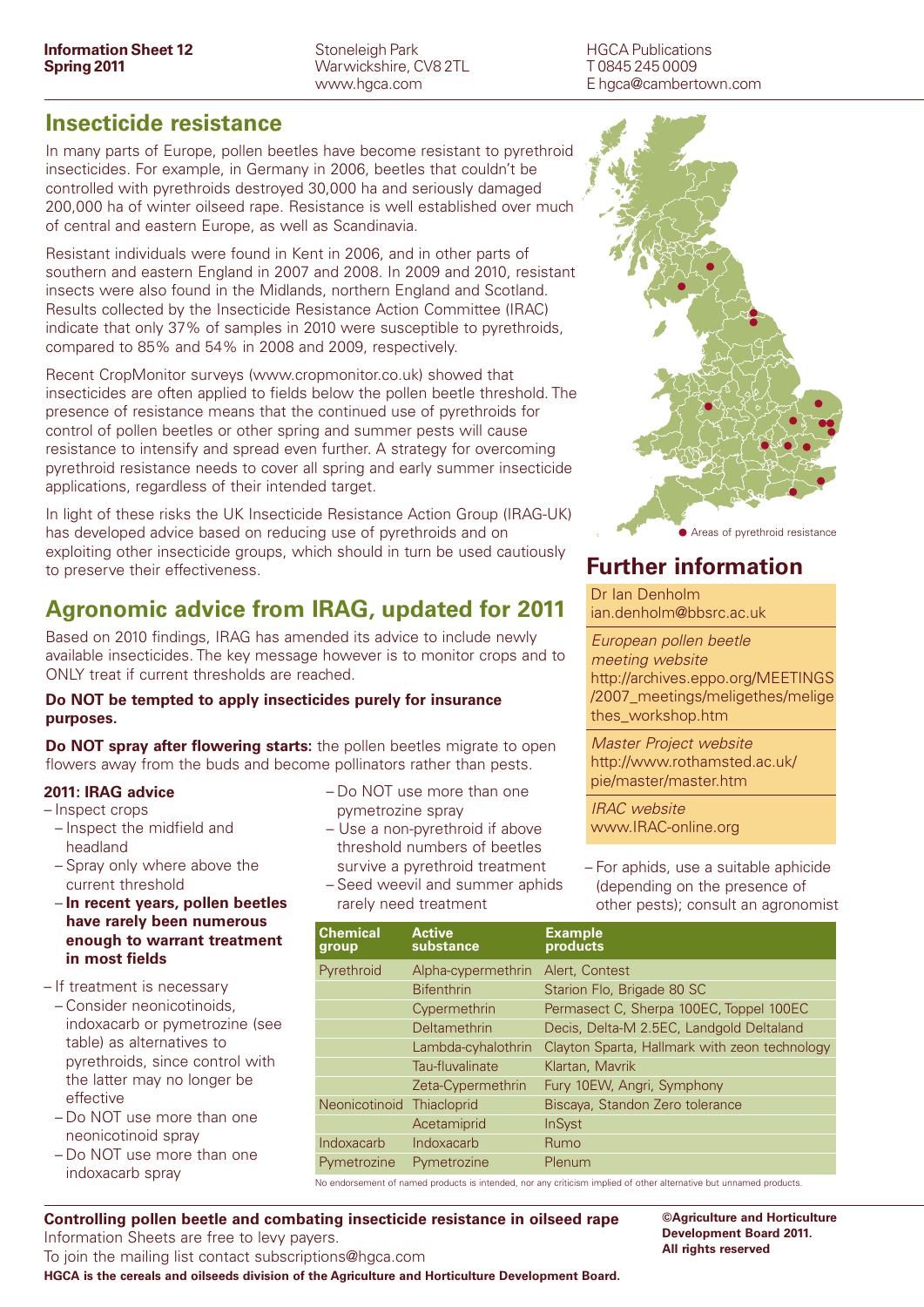Information Sheet 12
Spring 2011

Stoneleigh Park
Warwickshire, CV8 2TL
www.hgca.com

HGCA Publications
T 0845 245 0009
E hgca@cambertown.com

## Insecticide resistance

In many parts of Europe, pollen beetles have become resistant to pyrethroid insecticides. For example, in Germany in 2006, beetles that couldn't be controlled with pyrethroids destroyed 30,000 ha and seriously damaged 200,000 ha of winter oilseed rape. Resistance is well established over much of central and eastern Europe, as well as Scandinavia.

Resistant individuals were found in Kent in 2006, and in other parts of southern and eastern England in 2007 and 2008. In 2009 and 2010, resistant insects were also found in the Midlands, northern England and Scotland. Results collected by the Insecticide Resistance Action Committee (IRAC) indicate that only 37% of samples in 2010 were susceptible to pyrethroids, compared to 85% and 54% in 2008 and 2009, respectively.

Recent CropMonitor surveys (www.cropmonitor.co.uk) showed that insecticides are often applied to fields below the pollen beetle threshold. The presence of resistance means that the continued use of pyrethroids for control of pollen beetles or other spring and summer pests will cause resistance to intensify and spread even further. A strategy for overcoming pyrethroid resistance needs to cover all spring and early summer insecticide applications, regardless of their intended target.

In light of these risks the UK Insecticide Resistance Action Group (IRAG-UK) has developed advice based on reducing use of pyrethroids and on exploiting other insecticide groups, which should in turn be used cautiously to preserve their effectiveness.

Areas of pyrethroid resistance

## Agronomic advice from IRAG, updated for 2011

Based on 2010 findings, IRAG has amended its advice to include newly available insecticides. The key message however is to monitor crops and to ONLY treat if current thresholds are reached.

**Do NOT be tempted to apply insecticides purely for insurance purposes.**

**Do NOT spray after flowering starts:** the pollen beetles migrate to open flowers away from the buds and become pollinators rather than pests.

**2011: IRAG advice**

- Inspect crops
  - Inspect the midfield and headland
  - Spray only where above the current threshold
  - **In recent years, pollen beetles have rarely been numerous enough to warrant treatment in most fields**
- If treatment is necessary
  - Consider neonicotinoids, indoxacarb or pymetrozine (see table) as alternatives to pyrethroids, since control with the latter may no longer be effective
  - Do NOT use more than one neonicotinoid spray
  - Do NOT use more than one indoxacarb spray
  - Do NOT use more than one pymetrozine spray
  - Use a non-pyrethroid if above threshold numbers of beetles survive a pyrethroid treatment
  - Seed weevil and summer aphids rarely need treatment
  - For aphids, use a suitable aphicide (depending on the presence of other pests); consult an agronomist

| Chemical group | Active substance | Example products |
|---|---|---|
| Pyrethroid | Alpha-cypermethrin | Alert, Contest |
| | Bifenthrin | Starion Flo, Brigade 80 SC |
| | Cypermethrin | Permasect C, Sherpa 100EC, Toppel 100EC |
| | Deltamethrin | Decis, Delta-M 2.5EC, Landgold Deltaland |
| | Lambda-cyhalothrin | Clayton Sparta, Hallmark with zeon technology |
| | Tau-fluvalinate | Klartan, Mavrik |
| | Zeta-Cypermethrin | Fury 10EW, Angri, Symphony |
| Neonicotinoid | Thiacloprid | Biscaya, Standon Zero tolerance |
| | Acetamiprid | InSyst |
| Indoxacarb | Indoxacarb | Rumo |
| Pymetrozine | Pymetrozine | Plenum |

No endorsement of named products is intended, nor any criticism implied of other alternative but unnamed products.

## Further information

Dr Ian Denholm
ian.denholm@bbsrc.ac.uk

*European pollen beetle meeting website*
http://archives.eppo.org/MEETINGS/2007_meetings/meligethes/meligethes_workshop.htm

*Master Project website*
http://www.rothamsted.ac.uk/pie/master/master.htm

*IRAC website*
www.IRAC-online.org

**Controlling pollen beetle and combating insecticide resistance in oilseed rape**
Information Sheets are free to levy payers.
To join the mailing list contact subscriptions@hgca.com

**HGCA is the cereals and oilseeds division of the Agriculture and Horticulture Development Board.**

**©Agriculture and Horticulture Development Board 2011. All rights reserved**